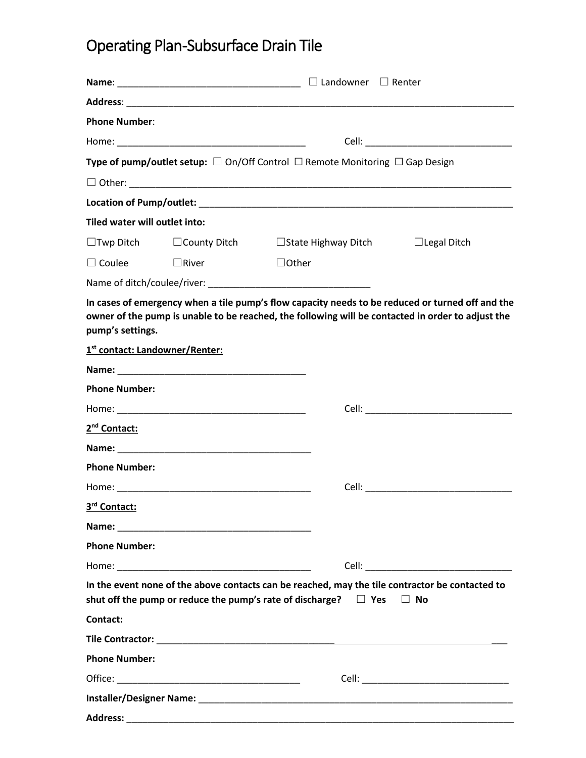# Operating Plan-Subsurface Drain Tile

**Name**: ___________________________________ ☐ Landowner ☐ Renter

**Address**: ______________________________________________________________________________

**Phone Number**:

Home: _____________________________________ Cell: ____________________________

**Type of pump/outlet setup:** ☐ On/Off Control ☐ Remote Monitoring ☐ Gap Design

☐ Other: ______________________________________________________________________________

**Location of Pump/outlet:** ______________________________________________________________

**Tiled water will outlet into:**

☐Twp Ditch ☐County Ditch ☐State Highway Ditch ☐Legal Ditch

☐ Coulee ☐River ☐Other

Name of ditch/coulee/river: _______________________________

**In cases of emergency when a tile pump's flow capacity needs to be reduced or turned off and the owner of the pump is unable to be reached, the following will be contacted in order to adjust the pump's settings.**

**1st contact: Landowner/Renter:**

**Name:** _____________________________________

**Phone Number:**

Home: _____________________________________ Cell: ____________________________

**2nd Contact:**

**Name:** ______________________________________

**Phone Number:**

Home: ______________________________________ Cell: ____________________________

**3rd Contact:**

**Name:** ______________________________________

**Phone Number:**

Home: ______________________________________ Cell: ____________________________

**In the event none of the above contacts can be reached, may the tile contractor be contacted to shut off the pump or reduce the pump's rate of discharge?** ☐ **Yes** ☐ **No**

**Contact:**

**Tile Contractor:** ___________________________________________________________________

**Phone Number:**

Office: ___________________________________ Cell: _____________________________

**Installer/Designer Name:** _______________________________________________________________

**Address:** ______________________________________________________________________________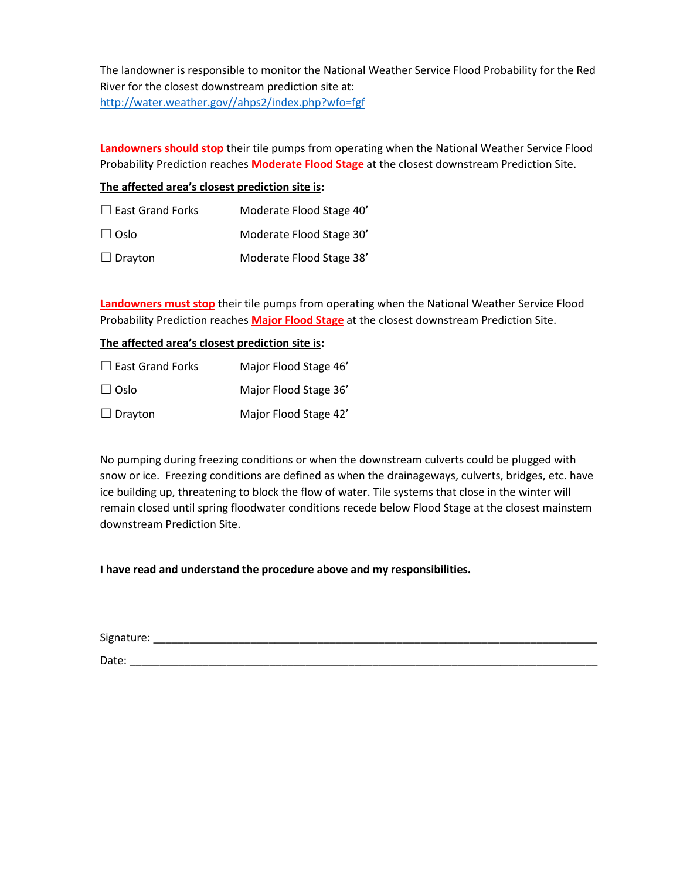The landowner is responsible to monitor the National Weather Service Flood Probability for the Red River for the closest downstream prediction site at: http://water.weather.gov//ahps2/index.php?wfo=fgf

**Landowners should stop** their tile pumps from operating when the National Weather Service Flood Probability Prediction reaches **Moderate Flood Stage** at the closest downstream Prediction Site.

**The affected area's closest prediction site is:**

| | |
|---|---|
| ☐ East Grand Forks | Moderate Flood Stage 40' |
| ☐ Oslo | Moderate Flood Stage 30' |
| ☐ Drayton | Moderate Flood Stage 38' |

**Landowners must stop** their tile pumps from operating when the National Weather Service Flood Probability Prediction reaches **Major Flood Stage** at the closest downstream Prediction Site.

**The affected area's closest prediction site is:**

| | |
|---|---|
| ☐ East Grand Forks | Major Flood Stage 46' |
| ☐ Oslo | Major Flood Stage 36' |
| ☐ Drayton | Major Flood Stage 42' |

No pumping during freezing conditions or when the downstream culverts could be plugged with snow or ice. Freezing conditions are defined as when the drainageways, culverts, bridges, etc. have ice building up, threatening to block the flow of water. Tile systems that close in the winter will remain closed until spring floodwater conditions recede below Flood Stage at the closest mainstem downstream Prediction Site.

**I have read and understand the procedure above and my responsibilities.**

Signature: ______________________________________________

Date: ______________________________________________